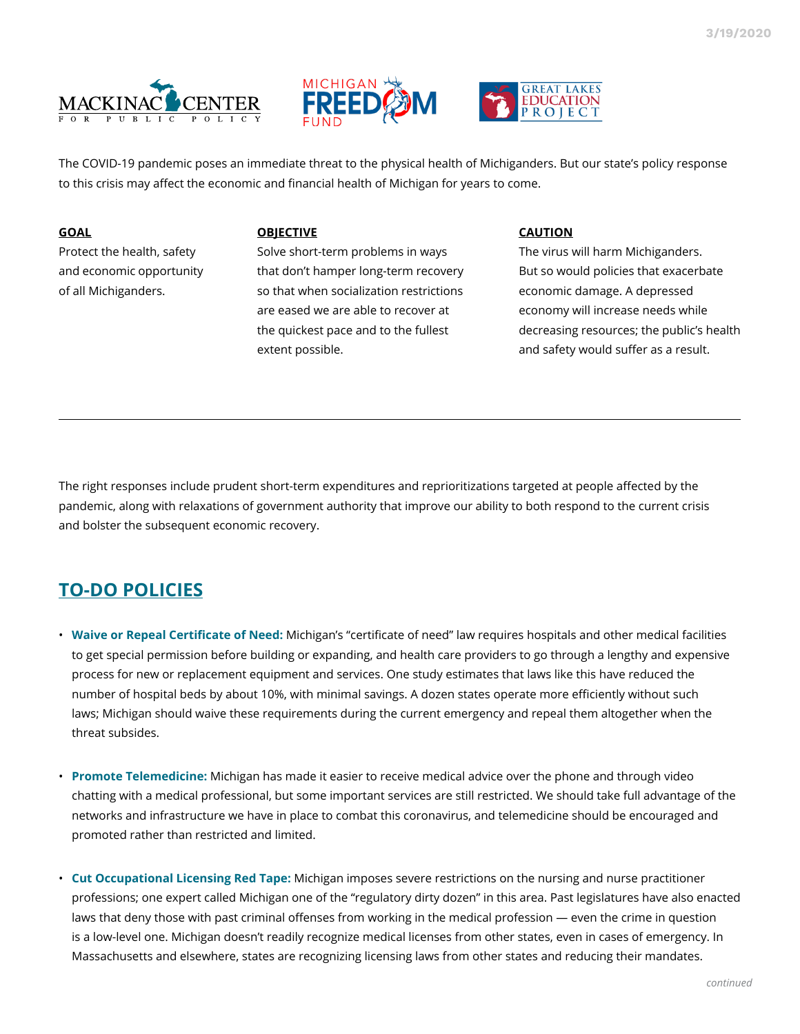3/19/2020

MACKINAC CENTER FOR PUBLIC POLICY | MICHIGAN FREEDOM FUND | GREAT LAKES EDUCATION PROJECT

The COVID-19 pandemic poses an immediate threat to the physical health of Michiganders. But our state's policy response to this crisis may affect the economic and financial health of Michigan for years to come.

**GOAL**

Protect the health, safety and economic opportunity of all Michiganders.

**OBJECTIVE**

Solve short-term problems in ways that don't hamper long-term recovery so that when socialization restrictions are eased we are able to recover at the quickest pace and to the fullest extent possible.

**CAUTION**

The virus will harm Michiganders. But so would policies that exacerbate economic damage. A depressed economy will increase needs while decreasing resources; the public's health and safety would suffer as a result.

---

The right responses include prudent short-term expenditures and reprioritizations targeted at people affected by the pandemic, along with relaxations of government authority that improve our ability to both respond to the current crisis and bolster the subsequent economic recovery.

## TO-DO POLICIES

- **Waive or Repeal Certificate of Need:** Michigan's "certificate of need" law requires hospitals and other medical facilities to get special permission before building or expanding, and health care providers to go through a lengthy and expensive process for new or replacement equipment and services. One study estimates that laws like this have reduced the number of hospital beds by about 10%, with minimal savings. A dozen states operate more efficiently without such laws; Michigan should waive these requirements during the current emergency and repeal them altogether when the threat subsides.

- **Promote Telemedicine:** Michigan has made it easier to receive medical advice over the phone and through video chatting with a medical professional, but some important services are still restricted. We should take full advantage of the networks and infrastructure we have in place to combat this coronavirus, and telemedicine should be encouraged and promoted rather than restricted and limited.

- **Cut Occupational Licensing Red Tape:** Michigan imposes severe restrictions on the nursing and nurse practitioner professions; one expert called Michigan one of the "regulatory dirty dozen" in this area. Past legislatures have also enacted laws that deny those with past criminal offenses from working in the medical profession — even the crime in question is a low-level one. Michigan doesn't readily recognize medical licenses from other states, even in cases of emergency. In Massachusetts and elsewhere, states are recognizing licensing laws from other states and reducing their mandates.

*continued*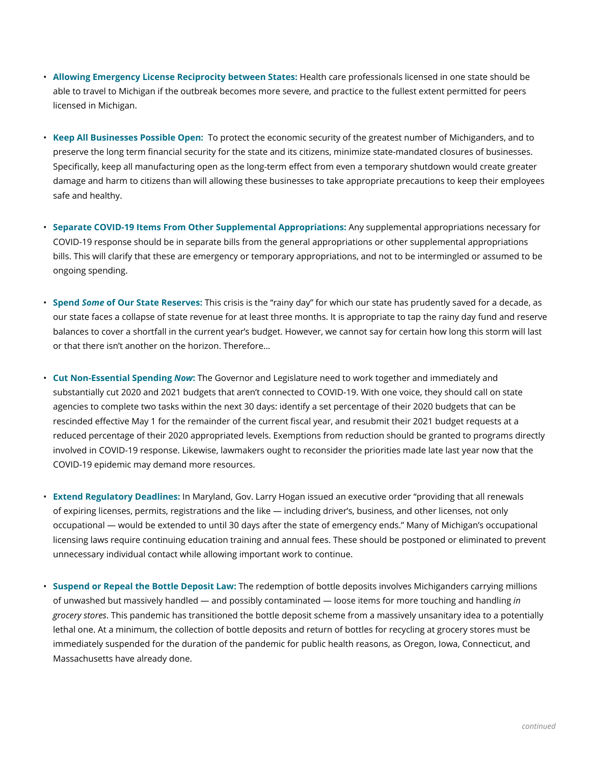- **Allowing Emergency License Reciprocity between States:** Health care professionals licensed in one state should be able to travel to Michigan if the outbreak becomes more severe, and practice to the fullest extent permitted for peers licensed in Michigan.

- **Keep All Businesses Possible Open:** To protect the economic security of the greatest number of Michiganders, and to preserve the long term financial security for the state and its citizens, minimize state-mandated closures of businesses. Specifically, keep all manufacturing open as the long-term effect from even a temporary shutdown would create greater damage and harm to citizens than will allowing these businesses to take appropriate precautions to keep their employees safe and healthy.

- **Separate COVID-19 Items From Other Supplemental Appropriations:** Any supplemental appropriations necessary for COVID-19 response should be in separate bills from the general appropriations or other supplemental appropriations bills. This will clarify that these are emergency or temporary appropriations, and not to be intermingled or assumed to be ongoing spending.

- **Spend *Some* of Our State Reserves:** This crisis is the "rainy day" for which our state has prudently saved for a decade, as our state faces a collapse of state revenue for at least three months. It is appropriate to tap the rainy day fund and reserve balances to cover a shortfall in the current year's budget. However, we cannot say for certain how long this storm will last or that there isn't another on the horizon. Therefore…

- **Cut Non-Essential Spending *Now*:** The Governor and Legislature need to work together and immediately and substantially cut 2020 and 2021 budgets that aren't connected to COVID-19. With one voice, they should call on state agencies to complete two tasks within the next 30 days: identify a set percentage of their 2020 budgets that can be rescinded effective May 1 for the remainder of the current fiscal year, and resubmit their 2021 budget requests at a reduced percentage of their 2020 appropriated levels. Exemptions from reduction should be granted to programs directly involved in COVID-19 response. Likewise, lawmakers ought to reconsider the priorities made late last year now that the COVID-19 epidemic may demand more resources.

- **Extend Regulatory Deadlines:** In Maryland, Gov. Larry Hogan issued an executive order "providing that all renewals of expiring licenses, permits, registrations and the like — including driver's, business, and other licenses, not only occupational — would be extended to until 30 days after the state of emergency ends." Many of Michigan's occupational licensing laws require continuing education training and annual fees. These should be postponed or eliminated to prevent unnecessary individual contact while allowing important work to continue.

- **Suspend or Repeal the Bottle Deposit Law:** The redemption of bottle deposits involves Michiganders carrying millions of unwashed but massively handled — and possibly contaminated — loose items for more touching and handling *in grocery stores*. This pandemic has transitioned the bottle deposit scheme from a massively unsanitary idea to a potentially lethal one. At a minimum, the collection of bottle deposits and return of bottles for recycling at grocery stores must be immediately suspended for the duration of the pandemic for public health reasons, as Oregon, Iowa, Connecticut, and Massachusetts have already done.

*continued*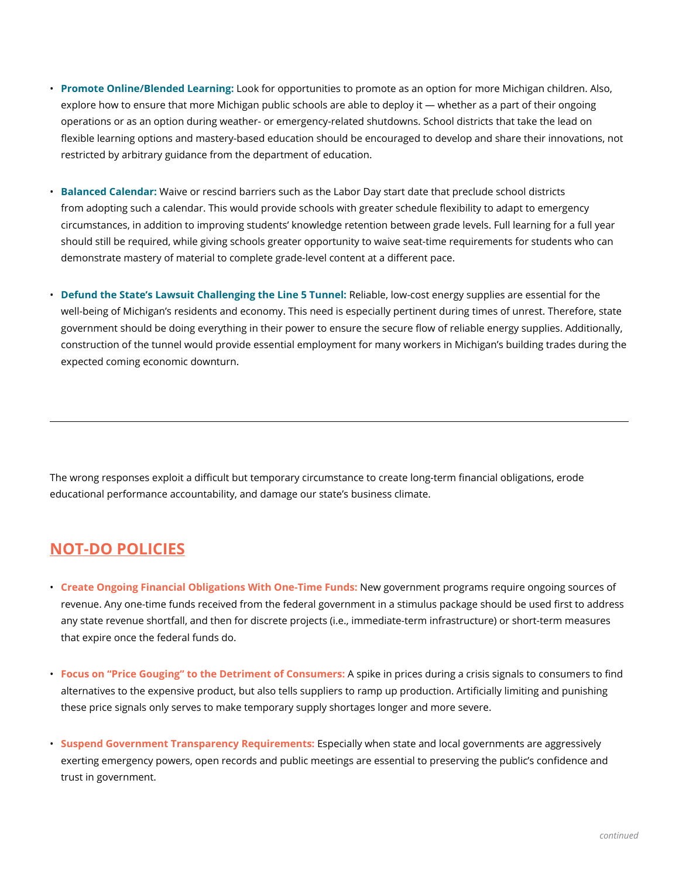- **Promote Online/Blended Learning:** Look for opportunities to promote as an option for more Michigan children. Also, explore how to ensure that more Michigan public schools are able to deploy it — whether as a part of their ongoing operations or as an option during weather- or emergency-related shutdowns. School districts that take the lead on flexible learning options and mastery-based education should be encouraged to develop and share their innovations, not restricted by arbitrary guidance from the department of education.

- **Balanced Calendar:** Waive or rescind barriers such as the Labor Day start date that preclude school districts from adopting such a calendar. This would provide schools with greater schedule flexibility to adapt to emergency circumstances, in addition to improving students' knowledge retention between grade levels. Full learning for a full year should still be required, while giving schools greater opportunity to waive seat-time requirements for students who can demonstrate mastery of material to complete grade-level content at a different pace.

- **Defund the State's Lawsuit Challenging the Line 5 Tunnel:** Reliable, low-cost energy supplies are essential for the well-being of Michigan's residents and economy. This need is especially pertinent during times of unrest. Therefore, state government should be doing everything in their power to ensure the secure flow of reliable energy supplies. Additionally, construction of the tunnel would provide essential employment for many workers in Michigan's building trades during the expected coming economic downturn.

---

The wrong responses exploit a difficult but temporary circumstance to create long-term financial obligations, erode educational performance accountability, and damage our state's business climate.

## NOT-DO POLICIES

- **Create Ongoing Financial Obligations With One-Time Funds:** New government programs require ongoing sources of revenue. Any one-time funds received from the federal government in a stimulus package should be used first to address any state revenue shortfall, and then for discrete projects (i.e., immediate-term infrastructure) or short-term measures that expire once the federal funds do.

- **Focus on "Price Gouging" to the Detriment of Consumers:** A spike in prices during a crisis signals to consumers to find alternatives to the expensive product, but also tells suppliers to ramp up production. Artificially limiting and punishing these price signals only serves to make temporary supply shortages longer and more severe.

- **Suspend Government Transparency Requirements:** Especially when state and local governments are aggressively exerting emergency powers, open records and public meetings are essential to preserving the public's confidence and trust in government.

*continued*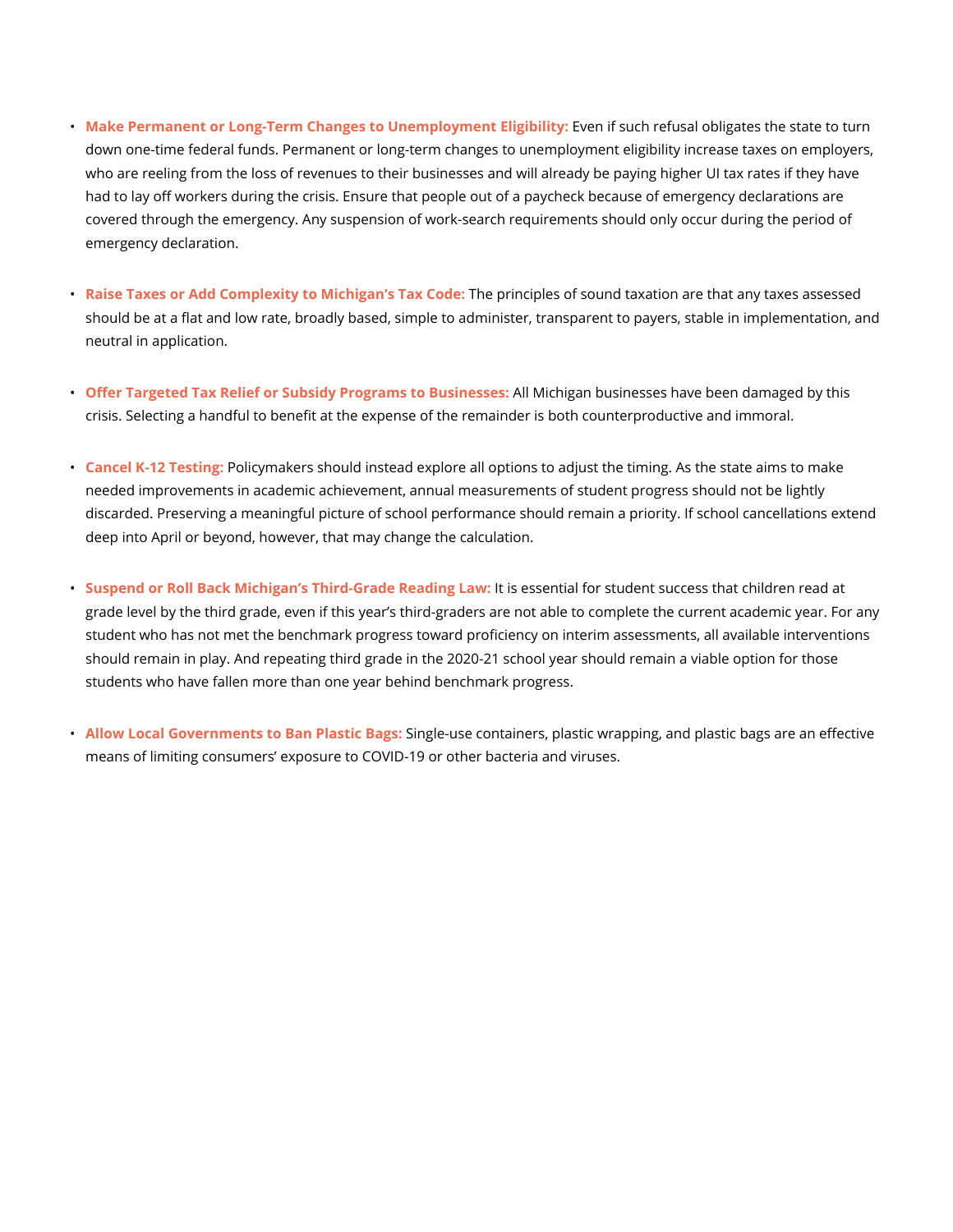- **Make Permanent or Long-Term Changes to Unemployment Eligibility:** Even if such refusal obligates the state to turn down one-time federal funds. Permanent or long-term changes to unemployment eligibility increase taxes on employers, who are reeling from the loss of revenues to their businesses and will already be paying higher UI tax rates if they have had to lay off workers during the crisis. Ensure that people out of a paycheck because of emergency declarations are covered through the emergency. Any suspension of work-search requirements should only occur during the period of emergency declaration.

- **Raise Taxes or Add Complexity to Michigan's Tax Code:** The principles of sound taxation are that any taxes assessed should be at a flat and low rate, broadly based, simple to administer, transparent to payers, stable in implementation, and neutral in application.

- **Offer Targeted Tax Relief or Subsidy Programs to Businesses:** All Michigan businesses have been damaged by this crisis. Selecting a handful to benefit at the expense of the remainder is both counterproductive and immoral.

- **Cancel K-12 Testing:** Policymakers should instead explore all options to adjust the timing. As the state aims to make needed improvements in academic achievement, annual measurements of student progress should not be lightly discarded. Preserving a meaningful picture of school performance should remain a priority. If school cancellations extend deep into April or beyond, however, that may change the calculation.

- **Suspend or Roll Back Michigan's Third-Grade Reading Law:** It is essential for student success that children read at grade level by the third grade, even if this year's third-graders are not able to complete the current academic year. For any student who has not met the benchmark progress toward proficiency on interim assessments, all available interventions should remain in play. And repeating third grade in the 2020-21 school year should remain a viable option for those students who have fallen more than one year behind benchmark progress.

- **Allow Local Governments to Ban Plastic Bags:** Single-use containers, plastic wrapping, and plastic bags are an effective means of limiting consumers' exposure to COVID-19 or other bacteria and viruses.